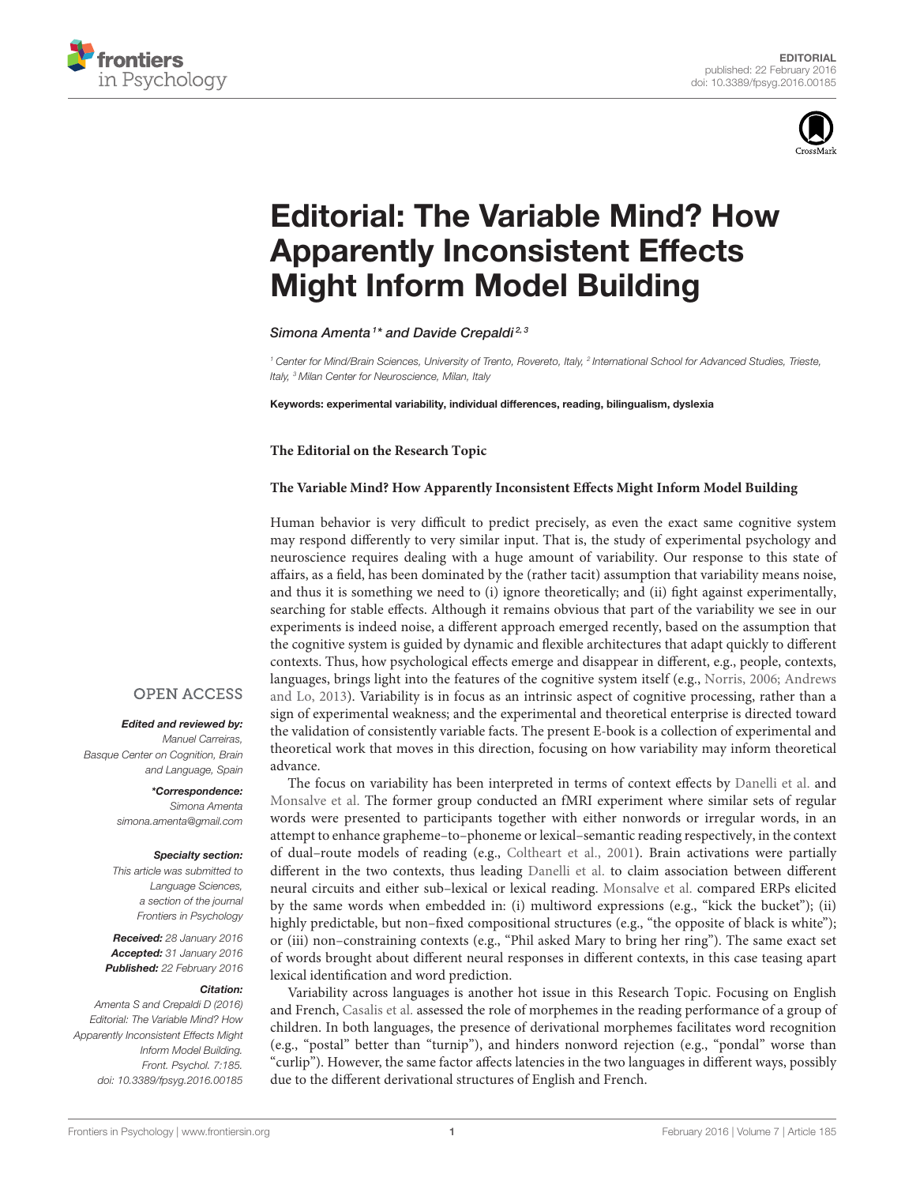EDITORIAL
published: 22 February 2016
doi: 10.3389/fpsyg.2016.00185

# Editorial: The Variable Mind? How Apparently Inconsistent Effects Might Inform Model Building

*Simona Amenta[1]\* and Davide Crepaldi[2,3]*

[1] Center for Mind/Brain Sciences, University of Trento, Rovereto, Italy, [2] International School for Advanced Studies, Trieste, Italy, [3] Milan Center for Neuroscience, Milan, Italy

**Keywords: experimental variability, individual differences, reading, bilingualism, dyslexia**

OPEN ACCESS

***Edited and reviewed by:***
*Manuel Carreiras, Basque Center on Cognition, Brain and Language, Spain*

***\*Correspondence:***
*Simona Amenta*
*simona.amenta@gmail.com*

***Specialty section:***
*This article was submitted to Language Sciences, a section of the journal Frontiers in Psychology*

***Received:*** *28 January 2016*
***Accepted:*** *31 January 2016*
***Published:*** *22 February 2016*

***Citation:***
*Amenta S and Crepaldi D (2016) Editorial: The Variable Mind? How Apparently Inconsistent Effects Might Inform Model Building. Front. Psychol. 7:185. doi: 10.3389/fpsyg.2016.00185*

**The Editorial on the Research Topic**

**The Variable Mind? How Apparently Inconsistent Effects Might Inform Model Building**

Human behavior is very difficult to predict precisely, as even the exact same cognitive system may respond differently to very similar input. That is, the study of experimental psychology and neuroscience requires dealing with a huge amount of variability. Our response to this state of affairs, as a field, has been dominated by the (rather tacit) assumption that variability means noise, and thus it is something we need to (i) ignore theoretically; and (ii) fight against experimentally, searching for stable effects. Although it remains obvious that part of the variability we see in our experiments is indeed noise, a different approach emerged recently, based on the assumption that the cognitive system is guided by dynamic and flexible architectures that adapt quickly to different contexts. Thus, how psychological effects emerge and disappear in different, e.g., people, contexts, languages, brings light into the features of the cognitive system itself (e.g., Norris, 2006; Andrews and Lo, 2013). Variability is in focus as an intrinsic aspect of cognitive processing, rather than a sign of experimental weakness; and the experimental and theoretical enterprise is directed toward the validation of consistently variable facts. The present E-book is a collection of experimental and theoretical work that moves in this direction, focusing on how variability may inform theoretical advance.

The focus on variability has been interpreted in terms of context effects by Danelli et al. and Monsalve et al. The former group conducted an fMRI experiment where similar sets of regular words were presented to participants together with either nonwords or irregular words, in an attempt to enhance grapheme–to–phoneme or lexical–semantic reading respectively, in the context of dual–route models of reading (e.g., Coltheart et al., 2001). Brain activations were partially different in the two contexts, thus leading Danelli et al. to claim association between different neural circuits and either sub–lexical or lexical reading. Monsalve et al. compared ERPs elicited by the same words when embedded in: (i) multiword expressions (e.g., "kick the bucket"); (ii) highly predictable, but non–fixed compositional structures (e.g., "the opposite of black is white"); or (iii) non–constraining contexts (e.g., "Phil asked Mary to bring her ring"). The same exact set of words brought about different neural responses in different contexts, in this case teasing apart lexical identification and word prediction.

Variability across languages is another hot issue in this Research Topic. Focusing on English and French, Casalis et al. assessed the role of morphemes in the reading performance of a group of children. In both languages, the presence of derivational morphemes facilitates word recognition (e.g., "postal" better than "turnip"), and hinders nonword rejection (e.g., "pondal" worse than "curlip"). However, the same factor affects latencies in the two languages in different ways, possibly due to the different derivational structures of English and French.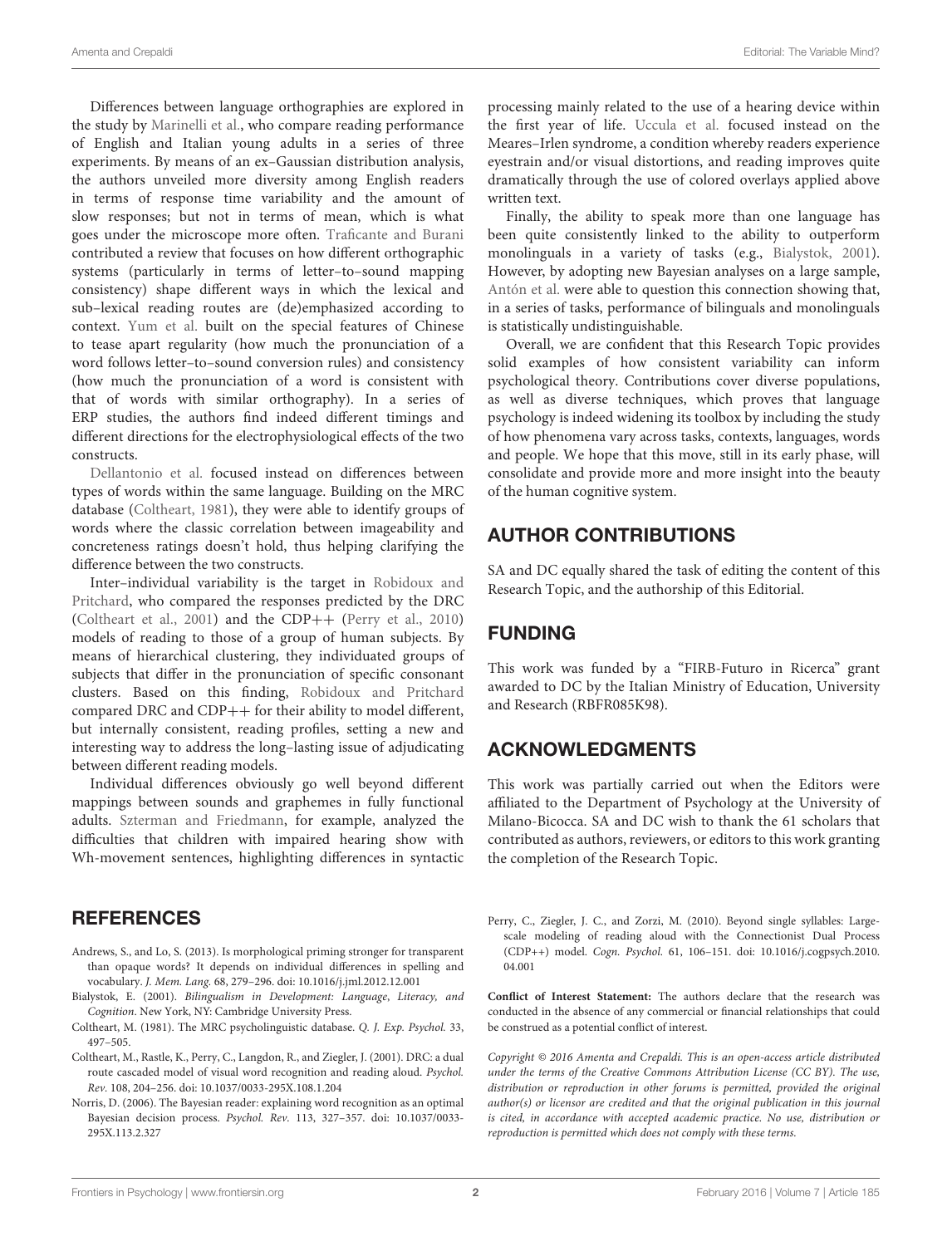Differences between language orthographies are explored in the study by Marinelli et al., who compare reading performance of English and Italian young adults in a series of three experiments. By means of an ex–Gaussian distribution analysis, the authors unveiled more diversity among English readers in terms of response time variability and the amount of slow responses; but not in terms of mean, which is what goes under the microscope more often. Traficante and Burani contributed a review that focuses on how different orthographic systems (particularly in terms of letter–to–sound mapping consistency) shape different ways in which the lexical and sub–lexical reading routes are (de)emphasized according to context. Yum et al. built on the special features of Chinese to tease apart regularity (how much the pronunciation of a word follows letter–to–sound conversion rules) and consistency (how much the pronunciation of a word is consistent with that of words with similar orthography). In a series of ERP studies, the authors find indeed different timings and different directions for the electrophysiological effects of the two constructs.

Dellantonio et al. focused instead on differences between types of words within the same language. Building on the MRC database (Coltheart, 1981), they were able to identify groups of words where the classic correlation between imageability and concreteness ratings doesn't hold, thus helping clarifying the difference between the two constructs.

Inter–individual variability is the target in Robidoux and Pritchard, who compared the responses predicted by the DRC (Coltheart et al., 2001) and the CDP++ (Perry et al., 2010) models of reading to those of a group of human subjects. By means of hierarchical clustering, they individuated groups of subjects that differ in the pronunciation of specific consonant clusters. Based on this finding, Robidoux and Pritchard compared DRC and CDP++ for their ability to model different, but internally consistent, reading profiles, setting a new and interesting way to address the long–lasting issue of adjudicating between different reading models.

Individual differences obviously go well beyond different mappings between sounds and graphemes in fully functional adults. Szterman and Friedmann, for example, analyzed the difficulties that children with impaired hearing show with Wh-movement sentences, highlighting differences in syntactic processing mainly related to the use of a hearing device within the first year of life. Uccula et al. focused instead on the Meares–Irlen syndrome, a condition whereby readers experience eyestrain and/or visual distortions, and reading improves quite dramatically through the use of colored overlays applied above written text.

Finally, the ability to speak more than one language has been quite consistently linked to the ability to outperform monolinguals in a variety of tasks (e.g., Bialystok, 2001). However, by adopting new Bayesian analyses on a large sample, Antón et al. were able to question this connection showing that, in a series of tasks, performance of bilinguals and monolinguals is statistically undistinguishable.

Overall, we are confident that this Research Topic provides solid examples of how consistent variability can inform psychological theory. Contributions cover diverse populations, as well as diverse techniques, which proves that language psychology is indeed widening its toolbox by including the study of how phenomena vary across tasks, contexts, languages, words and people. We hope that this move, still in its early phase, will consolidate and provide more and more insight into the beauty of the human cognitive system.

## AUTHOR CONTRIBUTIONS

SA and DC equally shared the task of editing the content of this Research Topic, and the authorship of this Editorial.

## FUNDING

This work was funded by a "FIRB-Futuro in Ricerca" grant awarded to DC by the Italian Ministry of Education, University and Research (RBFR085K98).

## ACKNOWLEDGMENTS

This work was partially carried out when the Editors were affiliated to the Department of Psychology at the University of Milano-Bicocca. SA and DC wish to thank the 61 scholars that contributed as authors, reviewers, or editors to this work granting the completion of the Research Topic.

## REFERENCES

Andrews, S., and Lo, S. (2013). Is morphological priming stronger for transparent than opaque words? It depends on individual differences in spelling and vocabulary. *J. Mem. Lang.* 68, 279–296. doi: 10.1016/j.jml.2012.12.001

Bialystok, E. (2001). *Bilingualism in Development: Language, Literacy, and Cognition*. New York, NY: Cambridge University Press.

Coltheart, M. (1981). The MRC psycholinguistic database. *Q. J. Exp. Psychol.* 33, 497–505.

Coltheart, M., Rastle, K., Perry, C., Langdon, R., and Ziegler, J. (2001). DRC: a dual route cascaded model of visual word recognition and reading aloud. *Psychol. Rev.* 108, 204–256. doi: 10.1037/0033-295X.108.1.204

Norris, D. (2006). The Bayesian reader: explaining word recognition as an optimal Bayesian decision process. *Psychol. Rev.* 113, 327–357. doi: 10.1037/0033-295X.113.2.327

Perry, C., Ziegler, J. C., and Zorzi, M. (2010). Beyond single syllables: Large-scale modeling of reading aloud with the Connectionist Dual Process (CDP++) model. *Cogn. Psychol.* 61, 106–151. doi: 10.1016/j.cogpsych.2010.04.001

**Conflict of Interest Statement:** The authors declare that the research was conducted in the absence of any commercial or financial relationships that could be construed as a potential conflict of interest.

*Copyright © 2016 Amenta and Crepaldi. This is an open-access article distributed under the terms of the Creative Commons Attribution License (CC BY). The use, distribution or reproduction in other forums is permitted, provided the original author(s) or licensor are credited and that the original publication in this journal is cited, in accordance with accepted academic practice. No use, distribution or reproduction is permitted which does not comply with these terms.*